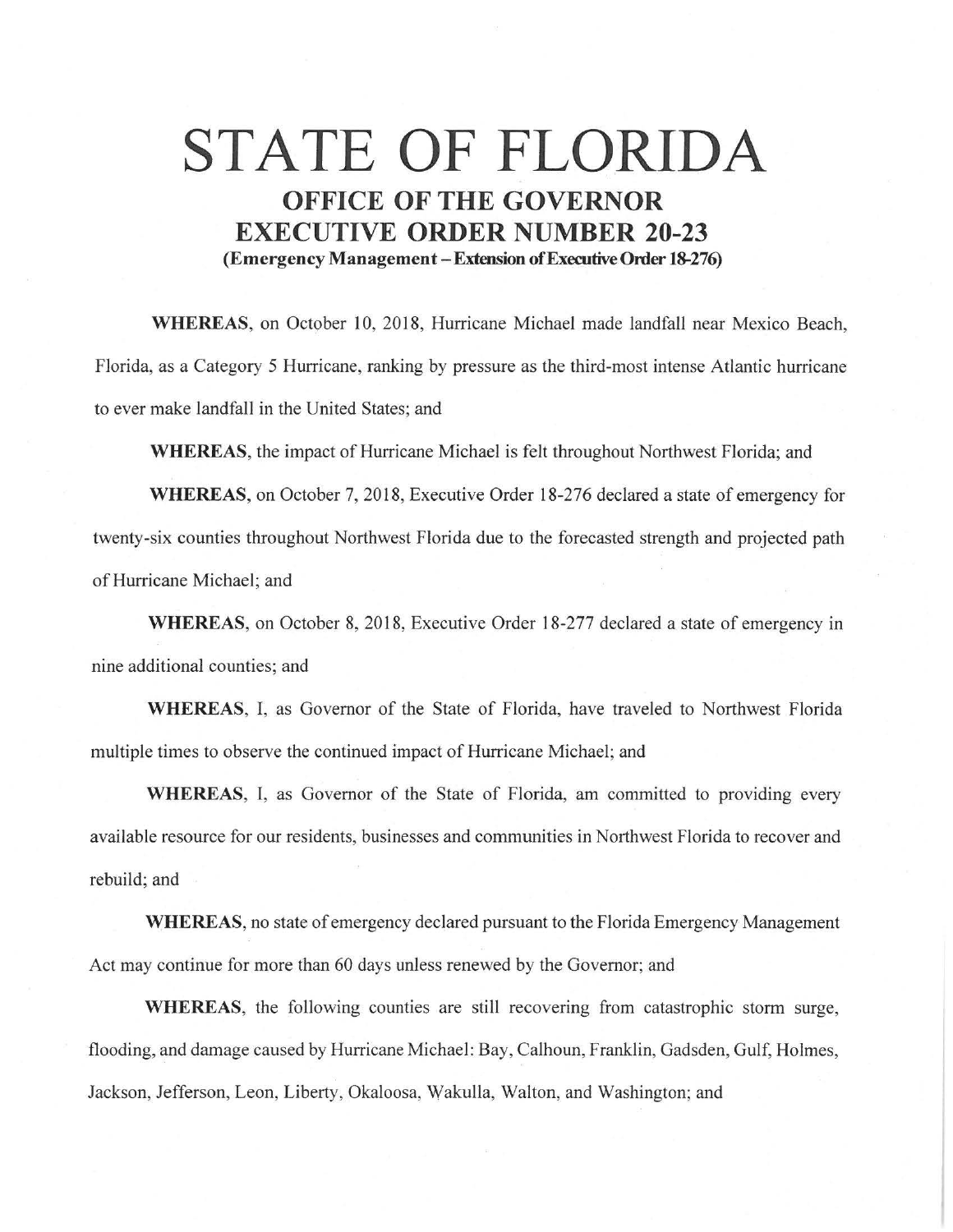# STATE OF FLORIDA

## OFFICE OF THE GOVERNOR

## EXECUTIVE ORDER NUMBER 20-23

**(Emergency Management – Extension of Executive Order 18-276)**

**WHEREAS**, on October 10, 2018, Hurricane Michael made landfall near Mexico Beach, Florida, as a Category 5 Hurricane, ranking by pressure as the third-most intense Atlantic hurricane to ever make landfall in the United States; and

**WHEREAS**, the impact of Hurricane Michael is felt throughout Northwest Florida; and

**WHEREAS**, on October 7, 2018, Executive Order 18-276 declared a state of emergency for twenty-six counties throughout Northwest Florida due to the forecasted strength and projected path of Hurricane Michael; and

**WHEREAS**, on October 8, 2018, Executive Order 18-277 declared a state of emergency in nine additional counties; and

**WHEREAS**, I, as Governor of the State of Florida, have traveled to Northwest Florida multiple times to observe the continued impact of Hurricane Michael; and

**WHEREAS**, I, as Governor of the State of Florida, am committed to providing every available resource for our residents, businesses and communities in Northwest Florida to recover and rebuild; and

**WHEREAS**, no state of emergency declared pursuant to the Florida Emergency Management Act may continue for more than 60 days unless renewed by the Governor; and

**WHEREAS**, the following counties are still recovering from catastrophic storm surge, flooding, and damage caused by Hurricane Michael: Bay, Calhoun, Franklin, Gadsden, Gulf, Holmes, Jackson, Jefferson, Leon, Liberty, Okaloosa, Wakulla, Walton, and Washington; and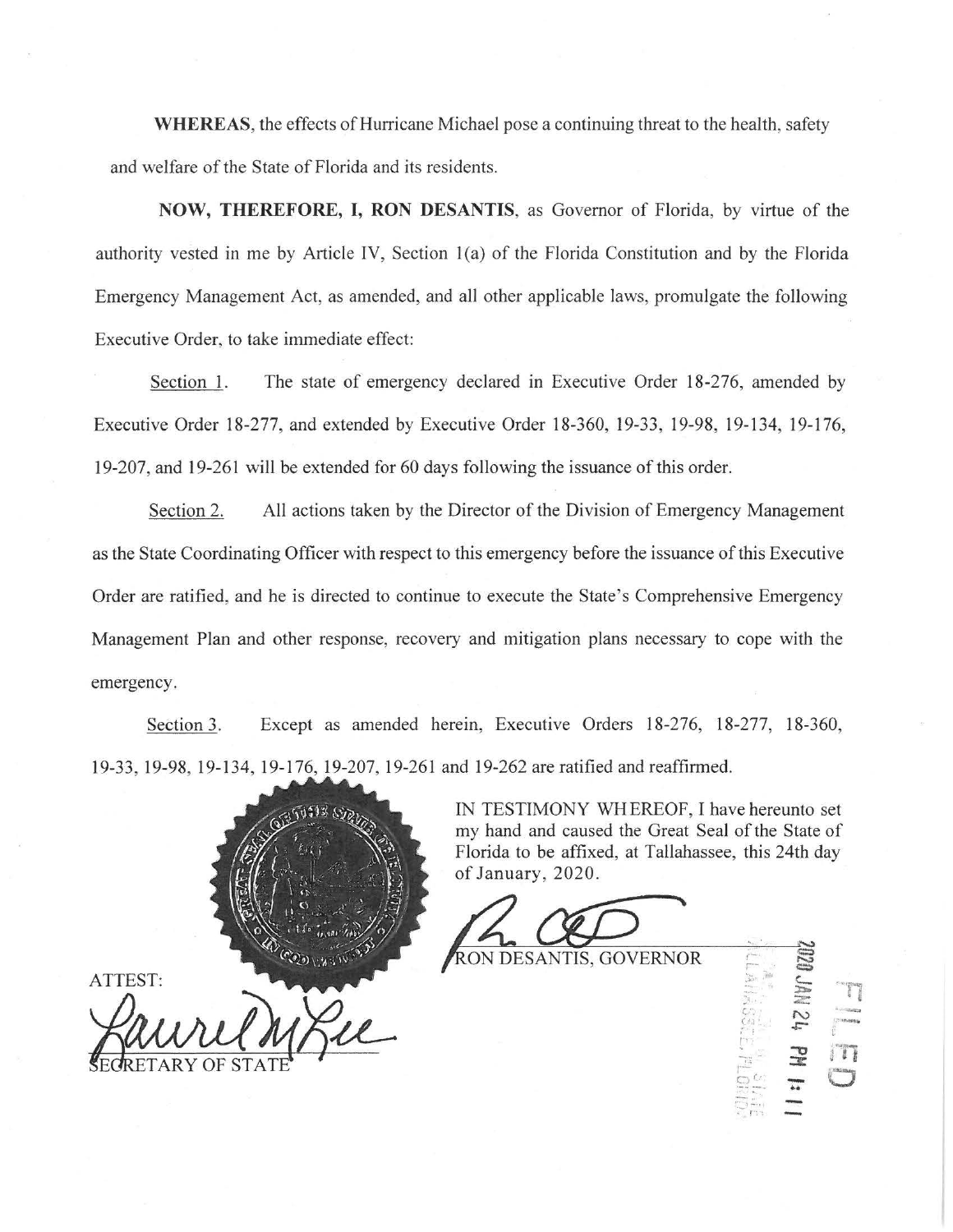**WHEREAS**, the effects of Hurricane Michael pose a continuing threat to the health, safety and welfare of the State of Florida and its residents.

**NOW, THEREFORE, I, RON DESANTIS**, as Governor of Florida, by virtue of the authority vested in me by Article IV, Section 1(a) of the Florida Constitution and by the Florida Emergency Management Act, as amended, and all other applicable laws, promulgate the following Executive Order, to take immediate effect:

Section 1. The state of emergency declared in Executive Order 18-276, amended by Executive Order 18-277, and extended by Executive Order 18-360, 19-33, 19-98, 19-134, 19-176, 19-207, and 19-261 will be extended for 60 days following the issuance of this order.

Section 2. All actions taken by the Director of the Division of Emergency Management as the State Coordinating Officer with respect to this emergency before the issuance of this Executive Order are ratified, and he is directed to continue to execute the State's Comprehensive Emergency Management Plan and other response, recovery and mitigation plans necessary to cope with the emergency.

Section 3. Except as amended herein, Executive Orders 18-276, 18-277, 18-360, 19-33, 19-98, 19-134, 19-176, 19-207, 19-261 and 19-262 are ratified and reaffirmed.

IN TESTIMONY WHEREOF, I have hereunto set my hand and caused the Great Seal of the State of Florida to be affixed, at Tallahassee, this 24th day of January, 2020.

RON DESANTIS, GOVERNOR

ATTEST:

SECRETARY OF STATE

FILED
2020 JAN 24 PM 1:11